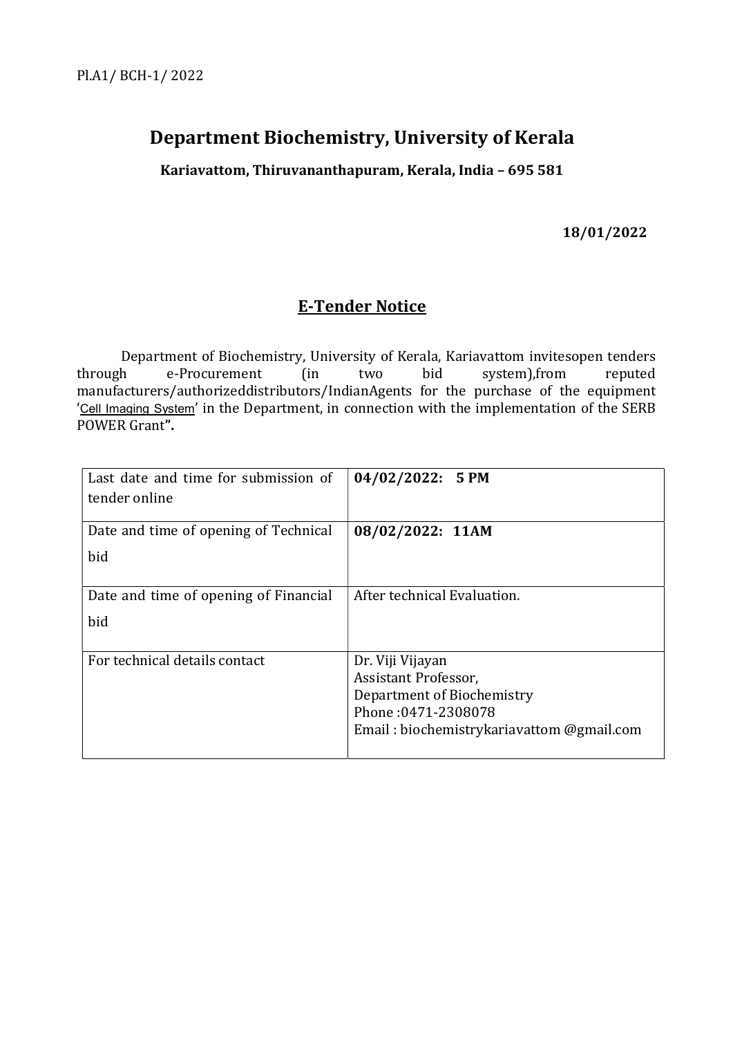Pl.A1/ BCH-1/ 2022

# Department Biochemistry, University of Kerala

**Kariavattom, Thiruvananthapuram, Kerala, India – 695 581**

**18/01/2022**

## E-Tender Notice

Department of Biochemistry, University of Kerala, Kariavattom invitesopen tenders through e-Procurement (in two bid system),from reputed manufacturers/authorizeddistributors/IndianAgents for the purchase of the equipment 'Cell Imaging System' in the Department, in connection with the implementation of the SERB POWER Grant**".**

| Last date and time for submission of tender online | **04/02/2022: 5 PM** |
|---|---|
| Date and time of opening of Technical bid | **08/02/2022: 11AM** |
| Date and time of opening of Financial bid | After technical Evaluation. |
| For technical details contact | Dr. Viji Vijayan<br>Assistant Professor,<br>Department of Biochemistry<br>Phone :0471-2308078<br>Email : biochemistrykariavattom @gmail.com |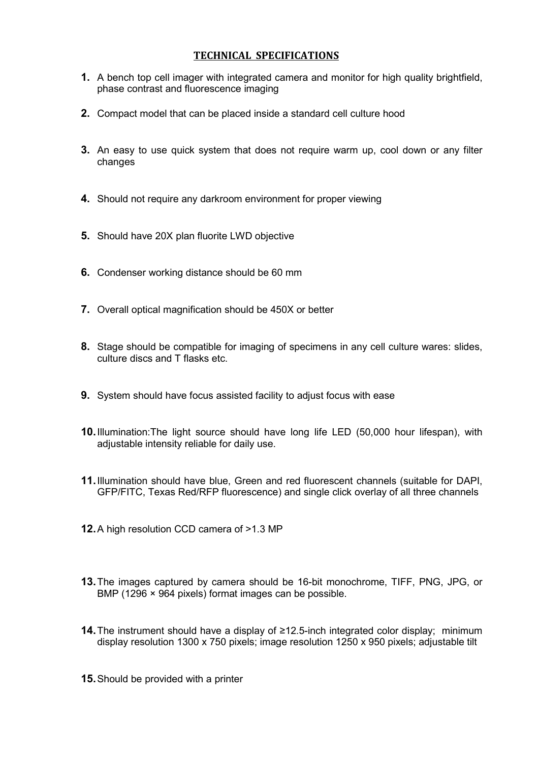## TECHNICAL SPECIFICATIONS

1. A bench top cell imager with integrated camera and monitor for high quality brightfield, phase contrast and fluorescence imaging
2. Compact model that can be placed inside a standard cell culture hood
3. An easy to use quick system that does not require warm up, cool down or any filter changes
4. Should not require any darkroom environment for proper viewing
5. Should have 20X plan fluorite LWD objective
6. Condenser working distance should be 60 mm
7. Overall optical magnification should be 450X or better
8. Stage should be compatible for imaging of specimens in any cell culture wares: slides, culture discs and T flasks etc.
9. System should have focus assisted facility to adjust focus with ease
10. Illumination:The light source should have long life LED (50,000 hour lifespan), with adjustable intensity reliable for daily use.
11. Illumination should have blue, Green and red fluorescent channels (suitable for DAPI, GFP/FITC, Texas Red/RFP fluorescence) and single click overlay of all three channels
12. A high resolution CCD camera of >1.3 MP
13. The images captured by camera should be 16-bit monochrome, TIFF, PNG, JPG, or BMP (1296 × 964 pixels) format images can be possible.
14. The instrument should have a display of ≥12.5-inch integrated color display; minimum display resolution 1300 x 750 pixels; image resolution 1250 x 950 pixels; adjustable tilt
15. Should be provided with a printer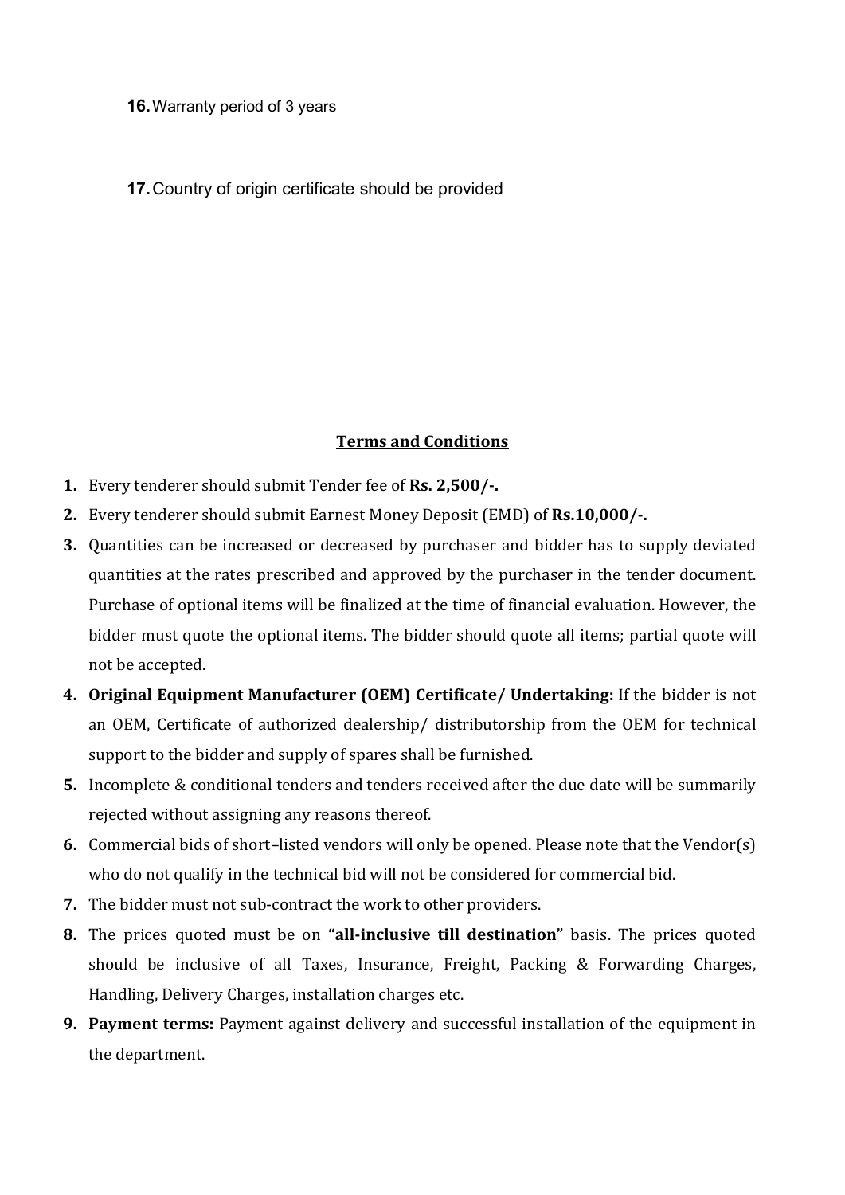**16.** Warranty period of 3 years

**17.** Country of origin certificate should be provided

## Terms and Conditions

1. Every tenderer should submit Tender fee of **Rs. 2,500/-.**
2. Every tenderer should submit Earnest Money Deposit (EMD) of **Rs.10,000/-.**
3. Quantities can be increased or decreased by purchaser and bidder has to supply deviated quantities at the rates prescribed and approved by the purchaser in the tender document. Purchase of optional items will be finalized at the time of financial evaluation. However, the bidder must quote the optional items. The bidder should quote all items; partial quote will not be accepted.
4. **Original Equipment Manufacturer (OEM) Certificate/ Undertaking:** If the bidder is not an OEM, Certificate of authorized dealership/ distributorship from the OEM for technical support to the bidder and supply of spares shall be furnished.
5. Incomplete & conditional tenders and tenders received after the due date will be summarily rejected without assigning any reasons thereof.
6. Commercial bids of short–listed vendors will only be opened. Please note that the Vendor(s) who do not qualify in the technical bid will not be considered for commercial bid.
7. The bidder must not sub-contract the work to other providers.
8. The prices quoted must be on **"all-inclusive till destination"** basis. The prices quoted should be inclusive of all Taxes, Insurance, Freight, Packing & Forwarding Charges, Handling, Delivery Charges, installation charges etc.
9. **Payment terms:** Payment against delivery and successful installation of the equipment in the department.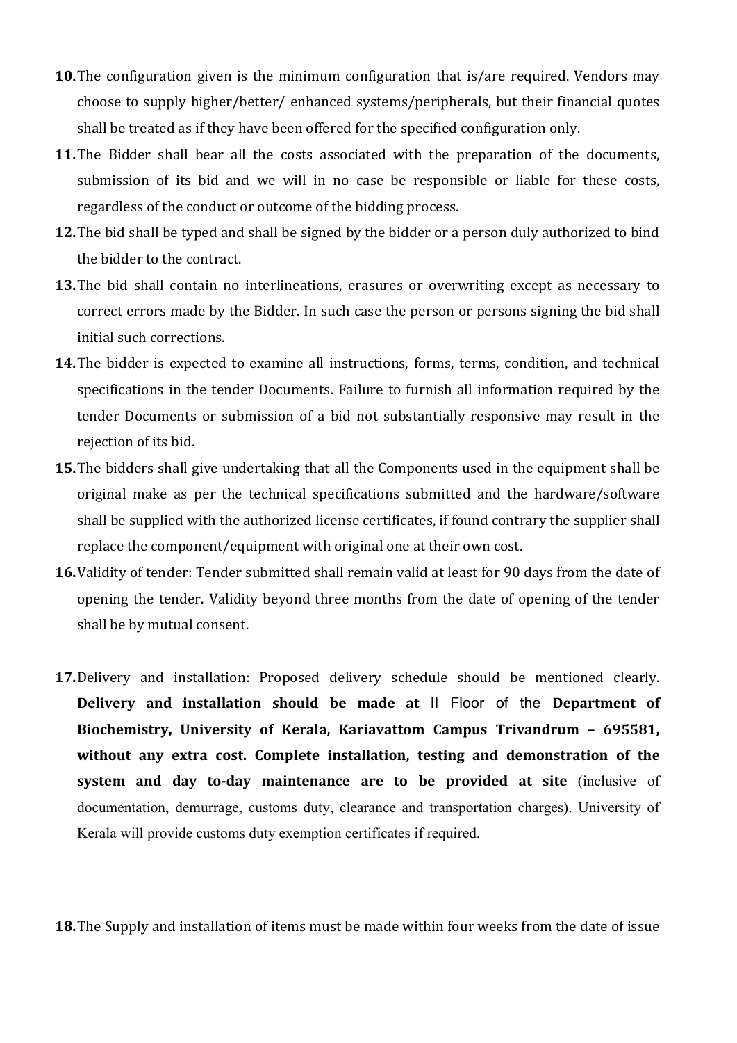**10.** The configuration given is the minimum configuration that is/are required. Vendors may choose to supply higher/better/ enhanced systems/peripherals, but their financial quotes shall be treated as if they have been offered for the specified configuration only.

**11.** The Bidder shall bear all the costs associated with the preparation of the documents, submission of its bid and we will in no case be responsible or liable for these costs, regardless of the conduct or outcome of the bidding process.

**12.** The bid shall be typed and shall be signed by the bidder or a person duly authorized to bind the bidder to the contract.

**13.** The bid shall contain no interlineations, erasures or overwriting except as necessary to correct errors made by the Bidder. In such case the person or persons signing the bid shall initial such corrections.

**14.** The bidder is expected to examine all instructions, forms, terms, condition, and technical specifications in the tender Documents. Failure to furnish all information required by the tender Documents or submission of a bid not substantially responsive may result in the rejection of its bid.

**15.** The bidders shall give undertaking that all the Components used in the equipment shall be original make as per the technical specifications submitted and the hardware/software shall be supplied with the authorized license certificates, if found contrary the supplier shall replace the component/equipment with original one at their own cost.

**16.** Validity of tender: Tender submitted shall remain valid at least for 90 days from the date of opening the tender. Validity beyond three months from the date of opening of the tender shall be by mutual consent.

**17.** Delivery and installation: Proposed delivery schedule should be mentioned clearly. **Delivery and installation should be made at** II Floor of the **Department of Biochemistry, University of Kerala, Kariavattom Campus Trivandrum – 695581, without any extra cost. Complete installation, testing and demonstration of the system and day to-day maintenance are to be provided at site** (inclusive of documentation, demurrage, customs duty, clearance and transportation charges). University of Kerala will provide customs duty exemption certificates if required.

**18.** The Supply and installation of items must be made within four weeks from the date of issue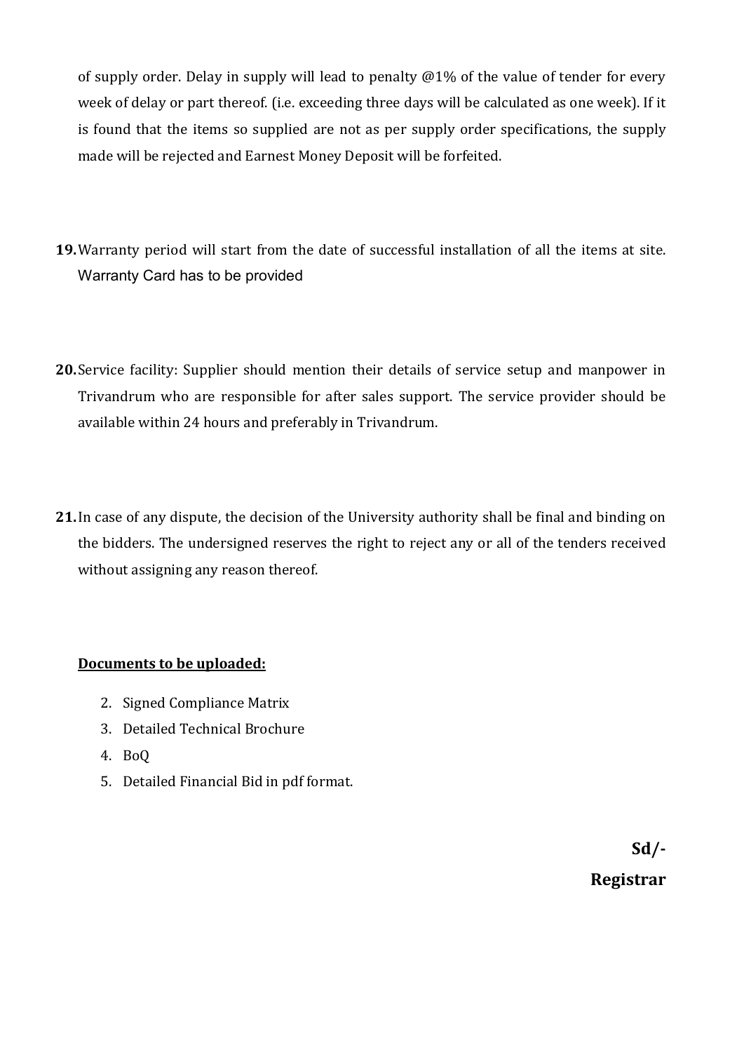of supply order. Delay in supply will lead to penalty @1% of the value of tender for every week of delay or part thereof. (i.e. exceeding three days will be calculated as one week). If it is found that the items so supplied are not as per supply order specifications, the supply made will be rejected and Earnest Money Deposit will be forfeited.

**19.** Warranty period will start from the date of successful installation of all the items at site. Warranty Card has to be provided

**20.** Service facility: Supplier should mention their details of service setup and manpower in Trivandrum who are responsible for after sales support. The service provider should be available within 24 hours and preferably in Trivandrum.

**21.** In case of any dispute, the decision of the University authority shall be final and binding on the bidders. The undersigned reserves the right to reject any or all of the tenders received without assigning any reason thereof.

**<u>Documents to be uploaded:</u>**

2. Signed Compliance Matrix
3. Detailed Technical Brochure
4. BoQ
5. Detailed Financial Bid in pdf format.

**Sd/-**

**Registrar**